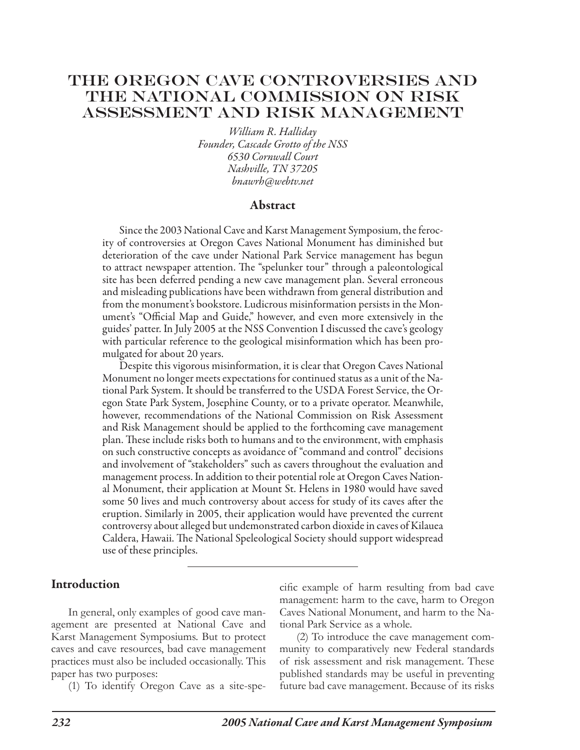# THE OREGON CAVE CONTROVERSIES AND THE NATIONAL COMMISSION ON RISK ASSESSMENT AND RISK MANAGEMENT

*William R. Halliday*
*Founder, Cascade Grotto of the NSS*
*6530 Cornwall Court*
*Nashville, TN 37205*
*bnawrh@webtv.net*

## Abstract

Since the 2003 National Cave and Karst Management Symposium, the ferocity of controversies at Oregon Caves National Monument has diminished but deterioration of the cave under National Park Service management has begun to attract newspaper attention. The "spelunker tour" through a paleontological site has been deferred pending a new cave management plan. Several erroneous and misleading publications have been withdrawn from general distribution and from the monument's bookstore. Ludicrous misinformation persists in the Monument's "Official Map and Guide," however, and even more extensively in the guides' patter. In July 2005 at the NSS Convention I discussed the cave's geology with particular reference to the geological misinformation which has been promulgated for about 20 years.

Despite this vigorous misinformation, it is clear that Oregon Caves National Monument no longer meets expectations for continued status as a unit of the National Park System. It should be transferred to the USDA Forest Service, the Oregon State Park System, Josephine County, or to a private operator. Meanwhile, however, recommendations of the National Commission on Risk Assessment and Risk Management should be applied to the forthcoming cave management plan. These include risks both to humans and to the environment, with emphasis on such constructive concepts as avoidance of "command and control" decisions and involvement of "stakeholders" such as cavers throughout the evaluation and management process. In addition to their potential role at Oregon Caves National Monument, their application at Mount St. Helens in 1980 would have saved some 50 lives and much controversy about access for study of its caves after the eruption. Similarly in 2005, their application would have prevented the current controversy about alleged but undemonstrated carbon dioxide in caves of Kilauea Caldera, Hawaii. The National Speleological Society should support widespread use of these principles.

## Introduction

In general, only examples of good cave management are presented at National Cave and Karst Management Symposiums. But to protect caves and cave resources, bad cave management practices must also be included occasionally. This paper has two purposes:

(1) To identify Oregon Cave as a site-specific example of harm resulting from bad cave management: harm to the cave, harm to Oregon Caves National Monument, and harm to the National Park Service as a whole.

(2) To introduce the cave management community to comparatively new Federal standards of risk assessment and risk management. These published standards may be useful in preventing future bad cave management. Because of its risks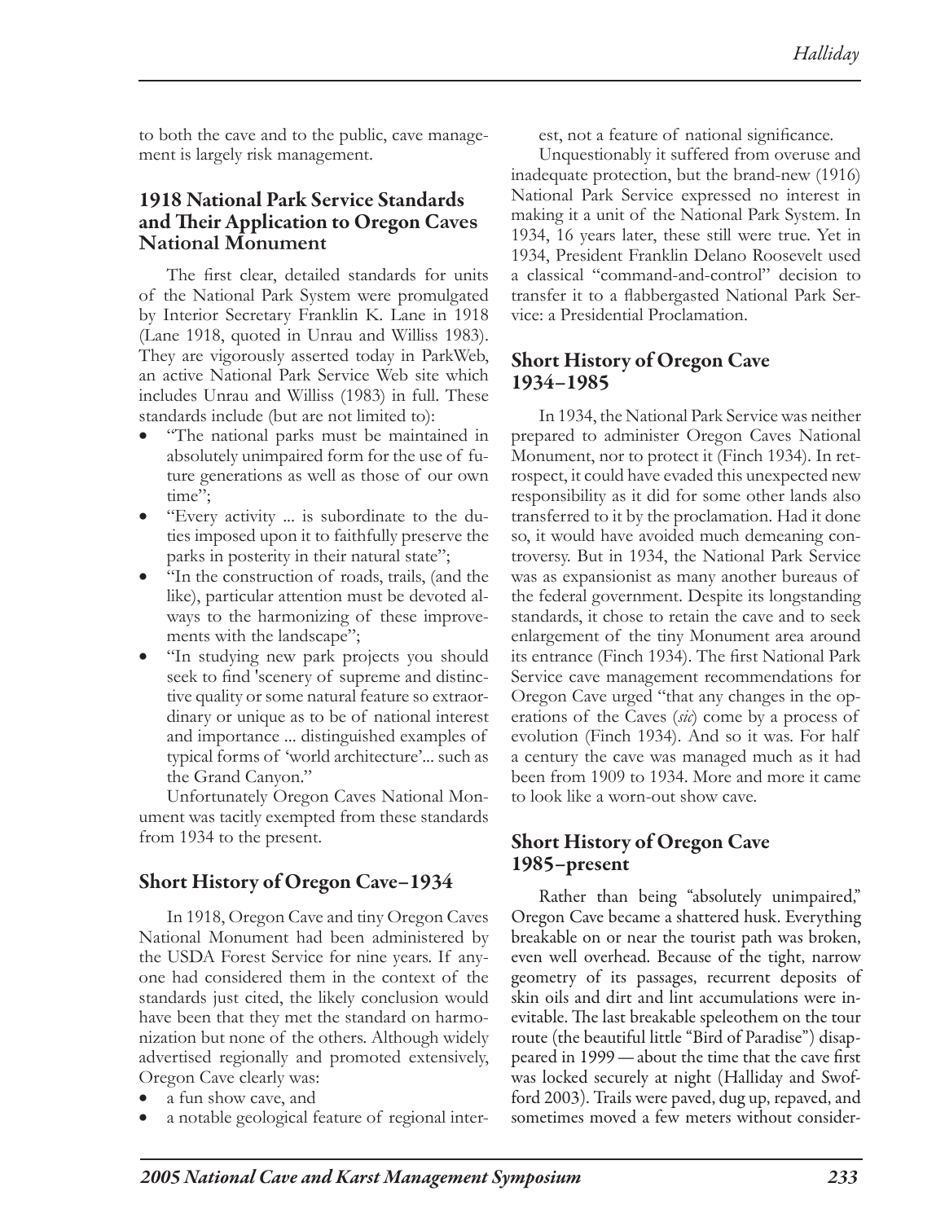to both the cave and to the public, cave management is largely risk management.

## 1918 National Park Service Standards and Their Application to Oregon Caves National Monument

The first clear, detailed standards for units of the National Park System were promulgated by Interior Secretary Franklin K. Lane in 1918 (Lane 1918, quoted in Unrau and Williss 1983). They are vigorously asserted today in ParkWeb, an active National Park Service Web site which includes Unrau and Williss (1983) in full. These standards include (but are not limited to):

- "The national parks must be maintained in absolutely unimpaired form for the use of future generations as well as those of our own time";
- "Every activity ... is subordinate to the duties imposed upon it to faithfully preserve the parks in posterity in their natural state";
- "In the construction of roads, trails, (and the like), particular attention must be devoted always to the harmonizing of these improvements with the landscape";
- "In studying new park projects you should seek to find 'scenery of supreme and distinctive quality or some natural feature so extraordinary or unique as to be of national interest and importance ... distinguished examples of typical forms of 'world architecture'... such as the Grand Canyon."

Unfortunately Oregon Caves National Monument was tacitly exempted from these standards from 1934 to the present.

## Short History of Oregon Cave–1934

In 1918, Oregon Cave and tiny Oregon Caves National Monument had been administered by the USDA Forest Service for nine years. If anyone had considered them in the context of the standards just cited, the likely conclusion would have been that they met the standard on harmonization but none of the others. Although widely advertised regionally and promoted extensively, Oregon Cave clearly was:

- a fun show cave, and
- a notable geological feature of regional interest, not a feature of national significance.

Unquestionably it suffered from overuse and inadequate protection, but the brand-new (1916) National Park Service expressed no interest in making it a unit of the National Park System. In 1934, 16 years later, these still were true. Yet in 1934, President Franklin Delano Roosevelt used a classical "command-and-control" decision to transfer it to a flabbergasted National Park Service: a Presidential Proclamation.

## Short History of Oregon Cave 1934–1985

In 1934, the National Park Service was neither prepared to administer Oregon Caves National Monument, nor to protect it (Finch 1934). In retrospect, it could have evaded this unexpected new responsibility as it did for some other lands also transferred to it by the proclamation. Had it done so, it would have avoided much demeaning controversy. But in 1934, the National Park Service was as expansionist as many another bureaus of the federal government. Despite its longstanding standards, it chose to retain the cave and to seek enlargement of the tiny Monument area around its entrance (Finch 1934). The first National Park Service cave management recommendations for Oregon Cave urged "that any changes in the operations of the Caves (*sic*) come by a process of evolution (Finch 1934). And so it was. For half a century the cave was managed much as it had been from 1909 to 1934. More and more it came to look like a worn-out show cave.

## Short History of Oregon Cave 1985–present

Rather than being "absolutely unimpaired," Oregon Cave became a shattered husk. Everything breakable on or near the tourist path was broken, even well overhead. Because of the tight, narrow geometry of its passages, recurrent deposits of skin oils and dirt and lint accumulations were inevitable. The last breakable speleothem on the tour route (the beautiful little "Bird of Paradise") disappeared in 1999 — about the time that the cave first was locked securely at night (Halliday and Swofford 2003). Trails were paved, dug up, repaved, and sometimes moved a few meters without consider-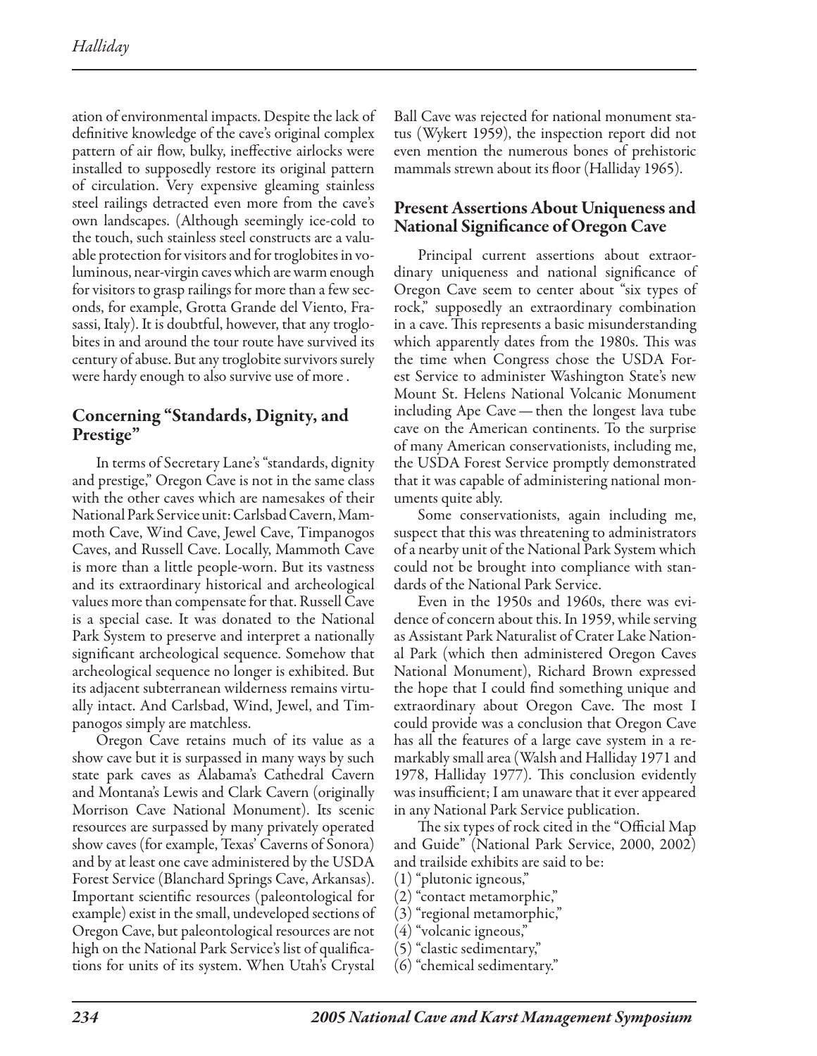ation of environmental impacts. Despite the lack of definitive knowledge of the cave's original complex pattern of air flow, bulky, ineffective airlocks were installed to supposedly restore its original pattern of circulation. Very expensive gleaming stainless steel railings detracted even more from the cave's own landscapes. (Although seemingly ice-cold to the touch, such stainless steel constructs are a valuable protection for visitors and for troglobites in voluminous, near-virgin caves which are warm enough for visitors to grasp railings for more than a few seconds, for example, Grotta Grande del Viento, Frasassi, Italy). It is doubtful, however, that any troglobites in and around the tour route have survived its century of abuse. But any troglobite survivors surely were hardy enough to also survive use of more .

## Concerning "Standards, Dignity, and Prestige"

In terms of Secretary Lane's "standards, dignity and prestige," Oregon Cave is not in the same class with the other caves which are namesakes of their National Park Service unit: Carlsbad Cavern, Mammoth Cave, Wind Cave, Jewel Cave, Timpanogos Caves, and Russell Cave. Locally, Mammoth Cave is more than a little people-worn. But its vastness and its extraordinary historical and archeological values more than compensate for that. Russell Cave is a special case. It was donated to the National Park System to preserve and interpret a nationally significant archeological sequence. Somehow that archeological sequence no longer is exhibited. But its adjacent subterranean wilderness remains virtually intact. And Carlsbad, Wind, Jewel, and Timpanogos simply are matchless.

Oregon Cave retains much of its value as a show cave but it is surpassed in many ways by such state park caves as Alabama's Cathedral Cavern and Montana's Lewis and Clark Cavern (originally Morrison Cave National Monument). Its scenic resources are surpassed by many privately operated show caves (for example, Texas' Caverns of Sonora) and by at least one cave administered by the USDA Forest Service (Blanchard Springs Cave, Arkansas). Important scientific resources (paleontological for example) exist in the small, undeveloped sections of Oregon Cave, but paleontological resources are not high on the National Park Service's list of qualifications for units of its system. When Utah's Crystal Ball Cave was rejected for national monument status (Wykert 1959), the inspection report did not even mention the numerous bones of prehistoric mammals strewn about its floor (Halliday 1965).

## Present Assertions About Uniqueness and National Significance of Oregon Cave

Principal current assertions about extraordinary uniqueness and national significance of Oregon Cave seem to center about "six types of rock," supposedly an extraordinary combination in a cave. This represents a basic misunderstanding which apparently dates from the 1980s. This was the time when Congress chose the USDA Forest Service to administer Washington State's new Mount St. Helens National Volcanic Monument including Ape Cave — then the longest lava tube cave on the American continents. To the surprise of many American conservationists, including me, the USDA Forest Service promptly demonstrated that it was capable of administering national monuments quite ably.

Some conservationists, again including me, suspect that this was threatening to administrators of a nearby unit of the National Park System which could not be brought into compliance with standards of the National Park Service.

Even in the 1950s and 1960s, there was evidence of concern about this. In 1959, while serving as Assistant Park Naturalist of Crater Lake National Park (which then administered Oregon Caves National Monument), Richard Brown expressed the hope that I could find something unique and extraordinary about Oregon Cave. The most I could provide was a conclusion that Oregon Cave has all the features of a large cave system in a remarkably small area (Walsh and Halliday 1971 and 1978, Halliday 1977). This conclusion evidently was insufficient; I am unaware that it ever appeared in any National Park Service publication.

The six types of rock cited in the "Official Map and Guide" (National Park Service, 2000, 2002) and trailside exhibits are said to be:

(1) "plutonic igneous,"
(2) "contact metamorphic,"
(3) "regional metamorphic,"
(4) "volcanic igneous,"
(5) "clastic sedimentary,"
(6) "chemical sedimentary."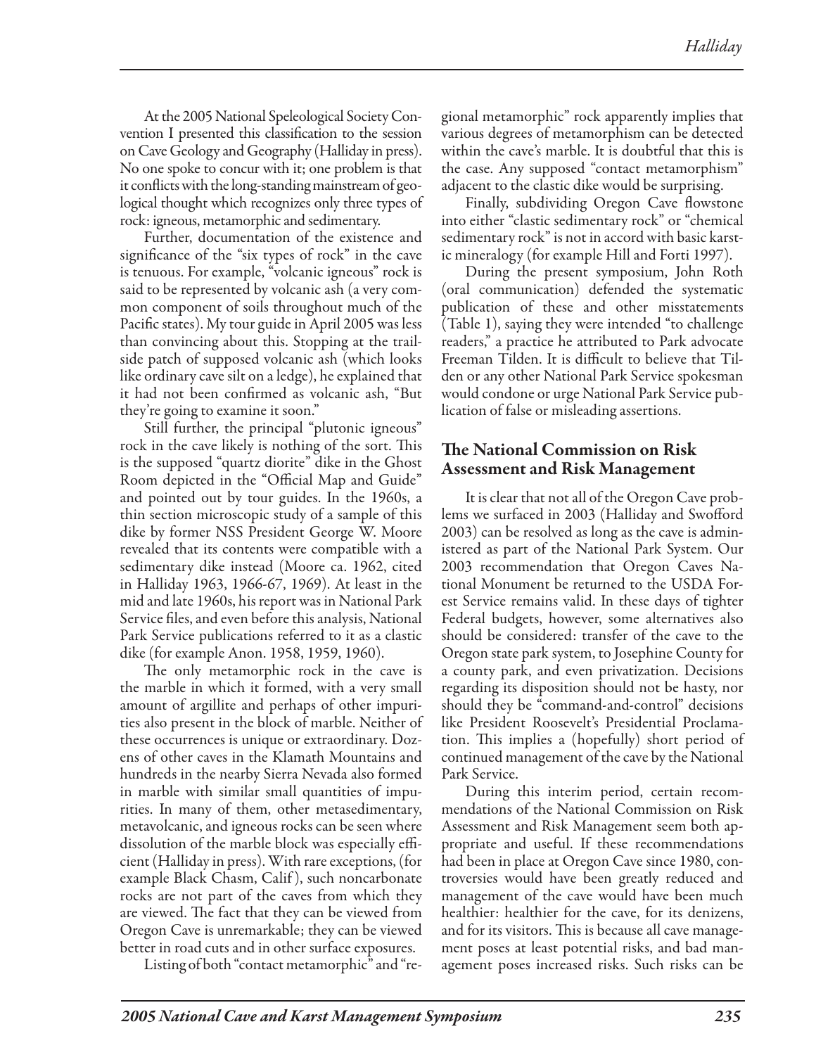At the 2005 National Speleological Society Convention I presented this classification to the session on Cave Geology and Geography (Halliday in press). No one spoke to concur with it; one problem is that it conflicts with the long-standing mainstream of geological thought which recognizes only three types of rock: igneous, metamorphic and sedimentary.

Further, documentation of the existence and significance of the "six types of rock" in the cave is tenuous. For example, "volcanic igneous" rock is said to be represented by volcanic ash (a very common component of soils throughout much of the Pacific states). My tour guide in April 2005 was less than convincing about this. Stopping at the trailside patch of supposed volcanic ash (which looks like ordinary cave silt on a ledge), he explained that it had not been confirmed as volcanic ash, "But they're going to examine it soon."

Still further, the principal "plutonic igneous" rock in the cave likely is nothing of the sort. This is the supposed "quartz diorite" dike in the Ghost Room depicted in the "Official Map and Guide" and pointed out by tour guides. In the 1960s, a thin section microscopic study of a sample of this dike by former NSS President George W. Moore revealed that its contents were compatible with a sedimentary dike instead (Moore ca. 1962, cited in Halliday 1963, 1966-67, 1969). At least in the mid and late 1960s, his report was in National Park Service files, and even before this analysis, National Park Service publications referred to it as a clastic dike (for example Anon. 1958, 1959, 1960).

The only metamorphic rock in the cave is the marble in which it formed, with a very small amount of argillite and perhaps of other impurities also present in the block of marble. Neither of these occurrences is unique or extraordinary. Dozens of other caves in the Klamath Mountains and hundreds in the nearby Sierra Nevada also formed in marble with similar small quantities of impurities. In many of them, other metasedimentary, metavolcanic, and igneous rocks can be seen where dissolution of the marble block was especially efficient (Halliday in press). With rare exceptions, (for example Black Chasm, Calif), such noncarbonate rocks are not part of the caves from which they are viewed. The fact that they can be viewed from Oregon Cave is unremarkable; they can be viewed better in road cuts and in other surface exposures.

Listing of both "contact metamorphic" and "regional metamorphic" rock apparently implies that various degrees of metamorphism can be detected within the cave's marble. It is doubtful that this is the case. Any supposed "contact metamorphism" adjacent to the clastic dike would be surprising.

Finally, subdividing Oregon Cave flowstone into either "clastic sedimentary rock" or "chemical sedimentary rock" is not in accord with basic karstic mineralogy (for example Hill and Forti 1997).

During the present symposium, John Roth (oral communication) defended the systematic publication of these and other misstatements (Table 1), saying they were intended "to challenge readers," a practice he attributed to Park advocate Freeman Tilden. It is difficult to believe that Tilden or any other National Park Service spokesman would condone or urge National Park Service publication of false or misleading assertions.

## The National Commission on Risk Assessment and Risk Management

It is clear that not all of the Oregon Cave problems we surfaced in 2003 (Halliday and Swofford 2003) can be resolved as long as the cave is administered as part of the National Park System. Our 2003 recommendation that Oregon Caves National Monument be returned to the USDA Forest Service remains valid. In these days of tighter Federal budgets, however, some alternatives also should be considered: transfer of the cave to the Oregon state park system, to Josephine County for a county park, and even privatization. Decisions regarding its disposition should not be hasty, nor should they be "command-and-control" decisions like President Roosevelt's Presidential Proclamation. This implies a (hopefully) short period of continued management of the cave by the National Park Service.

During this interim period, certain recommendations of the National Commission on Risk Assessment and Risk Management seem both appropriate and useful. If these recommendations had been in place at Oregon Cave since 1980, controversies would have been greatly reduced and management of the cave would have been much healthier: healthier for the cave, for its denizens, and for its visitors. This is because all cave management poses at least potential risks, and bad management poses increased risks. Such risks can be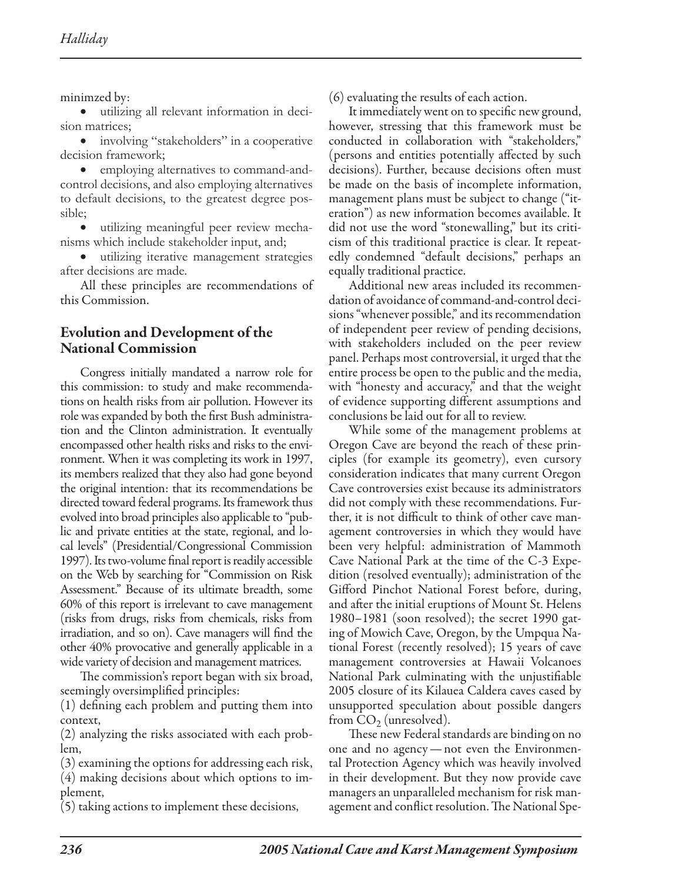minimzed by:

- utilizing all relevant information in decision matrices;
- involving "stakeholders" in a cooperative decision framework;
- employing alternatives to command-and-control decisions, and also employing alternatives to default decisions, to the greatest degree possible;
- utilizing meaningful peer review mechanisms which include stakeholder input, and;
- utilizing iterative management strategies after decisions are made.

All these principles are recommendations of this Commission.

## Evolution and Development of the National Commission

Congress initially mandated a narrow role for this commission: to study and make recommendations on health risks from air pollution. However its role was expanded by both the first Bush administration and the Clinton administration. It eventually encompassed other health risks and risks to the environment. When it was completing its work in 1997, its members realized that they also had gone beyond the original intention: that its recommendations be directed toward federal programs. Its framework thus evolved into broad principles also applicable to "public and private entities at the state, regional, and local levels" (Presidential/Congressional Commission 1997). Its two-volume final report is readily accessible on the Web by searching for "Commission on Risk Assessment." Because of its ultimate breadth, some 60% of this report is irrelevant to cave management (risks from drugs, risks from chemicals, risks from irradiation, and so on). Cave managers will find the other 40% provocative and generally applicable in a wide variety of decision and management matrices.

The commission's report began with six broad, seemingly oversimplified principles:

(1) defining each problem and putting them into context,
(2) analyzing the risks associated with each problem,
(3) examining the options for addressing each risk,
(4) making decisions about which options to implement,
(5) taking actions to implement these decisions,
(6) evaluating the results of each action.

It immediately went on to specific new ground, however, stressing that this framework must be conducted in collaboration with "stakeholders," (persons and entities potentially affected by such decisions). Further, because decisions often must be made on the basis of incomplete information, management plans must be subject to change ("iteration") as new information becomes available. It did not use the word "stonewalling," but its criticism of this traditional practice is clear. It repeatedly condemned "default decisions," perhaps an equally traditional practice.

Additional new areas included its recommendation of avoidance of command-and-control decisions "whenever possible," and its recommendation of independent peer review of pending decisions, with stakeholders included on the peer review panel. Perhaps most controversial, it urged that the entire process be open to the public and the media, with "honesty and accuracy," and that the weight of evidence supporting different assumptions and conclusions be laid out for all to review.

While some of the management problems at Oregon Cave are beyond the reach of these principles (for example its geometry), even cursory consideration indicates that many current Oregon Cave controversies exist because its administrators did not comply with these recommendations. Further, it is not difficult to think of other cave management controversies in which they would have been very helpful: administration of Mammoth Cave National Park at the time of the C-3 Expedition (resolved eventually); administration of the Gifford Pinchot National Forest before, during, and after the initial eruptions of Mount St. Helens 1980–1981 (soon resolved); the secret 1990 gating of Mowich Cave, Oregon, by the Umpqua National Forest (recently resolved); 15 years of cave management controversies at Hawaii Volcanoes National Park culminating with the unjustifiable 2005 closure of its Kilauea Caldera caves cased by unsupported speculation about possible dangers from $CO_2$ (unresolved).

These new Federal standards are binding on no one and no agency — not even the Environmental Protection Agency which was heavily involved in their development. But they now provide cave managers an unparalleled mechanism for risk management and conflict resolution. The National Spe-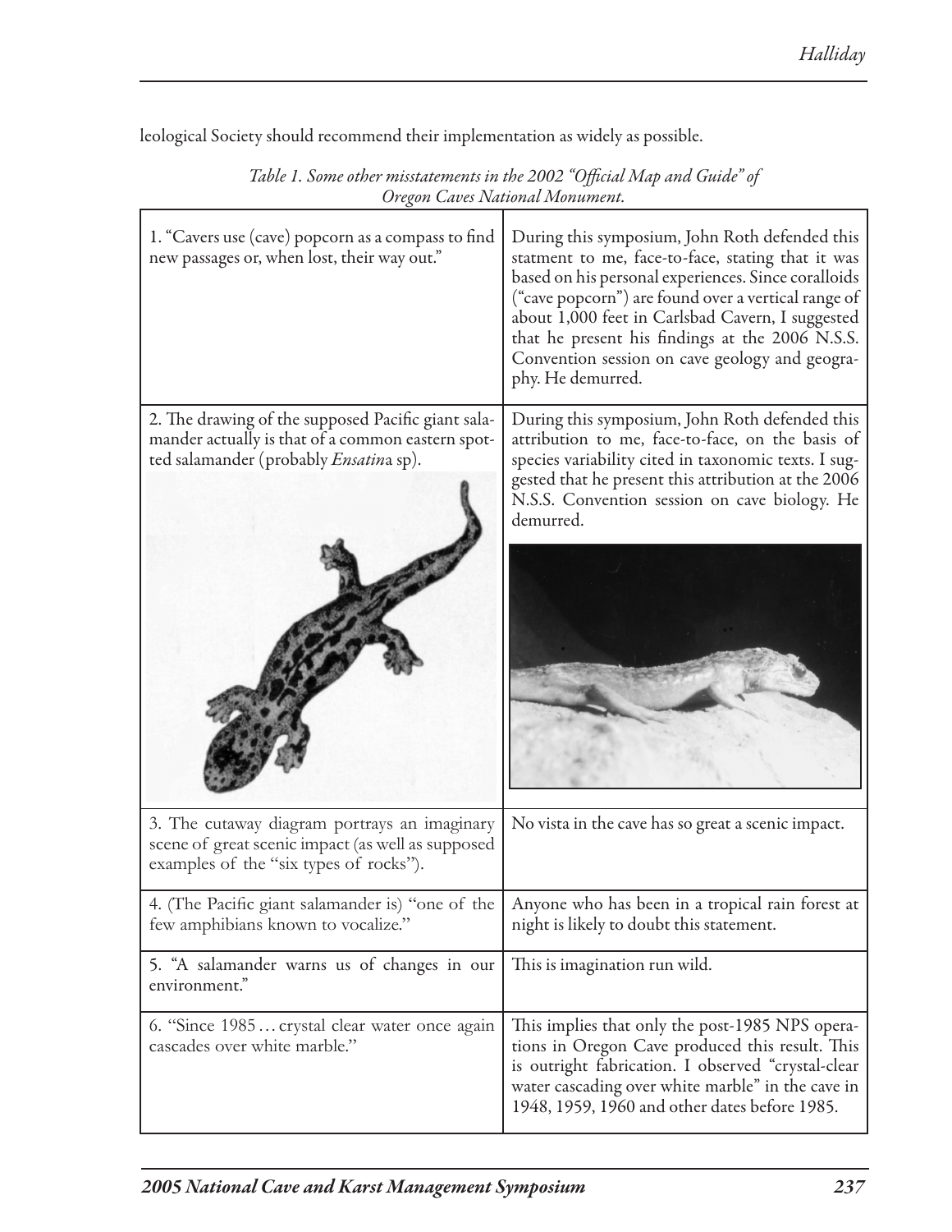leological Society should recommend their implementation as widely as possible.

*Table 1. Some other misstatements in the 2002 "Official Map and Guide" of Oregon Caves National Monument.*

| | |
|---|---|
| 1. "Cavers use (cave) popcorn as a compass to find new passages or, when lost, their way out." | During this symposium, John Roth defended this statment to me, face-to-face, stating that it was based on his personal experiences. Since coralloids ("cave popcorn") are found over a vertical range of about 1,000 feet in Carlsbad Cavern, I suggested that he present his findings at the 2006 N.S.S. Convention session on cave geology and geography. He demurred. |
| 2. The drawing of the supposed Pacific giant salamander actually is that of a common eastern spotted salamander (probably *Ensatin*a sp). | During this symposium, John Roth defended this attribution to me, face-to-face, on the basis of species variability cited in taxonomic texts. I suggested that he present this attribution at the 2006 N.S.S. Convention session on cave biology. He demurred. |
| 3. The cutaway diagram portrays an imaginary scene of great scenic impact (as well as supposed examples of the "six types of rocks"). | No vista in the cave has so great a scenic impact. |
| 4. (The Pacific giant salamander is) "one of the few amphibians known to vocalize." | Anyone who has been in a tropical rain forest at night is likely to doubt this statement. |
| 5. "A salamander warns us of changes in our environment." | This is imagination run wild. |
| 6. "Since 1985 … crystal clear water once again cascades over white marble." | This implies that only the post-1985 NPS operations in Oregon Cave produced this result. This is outright fabrication. I observed "crystal-clear water cascading over white marble" in the cave in 1948, 1959, 1960 and other dates before 1985. |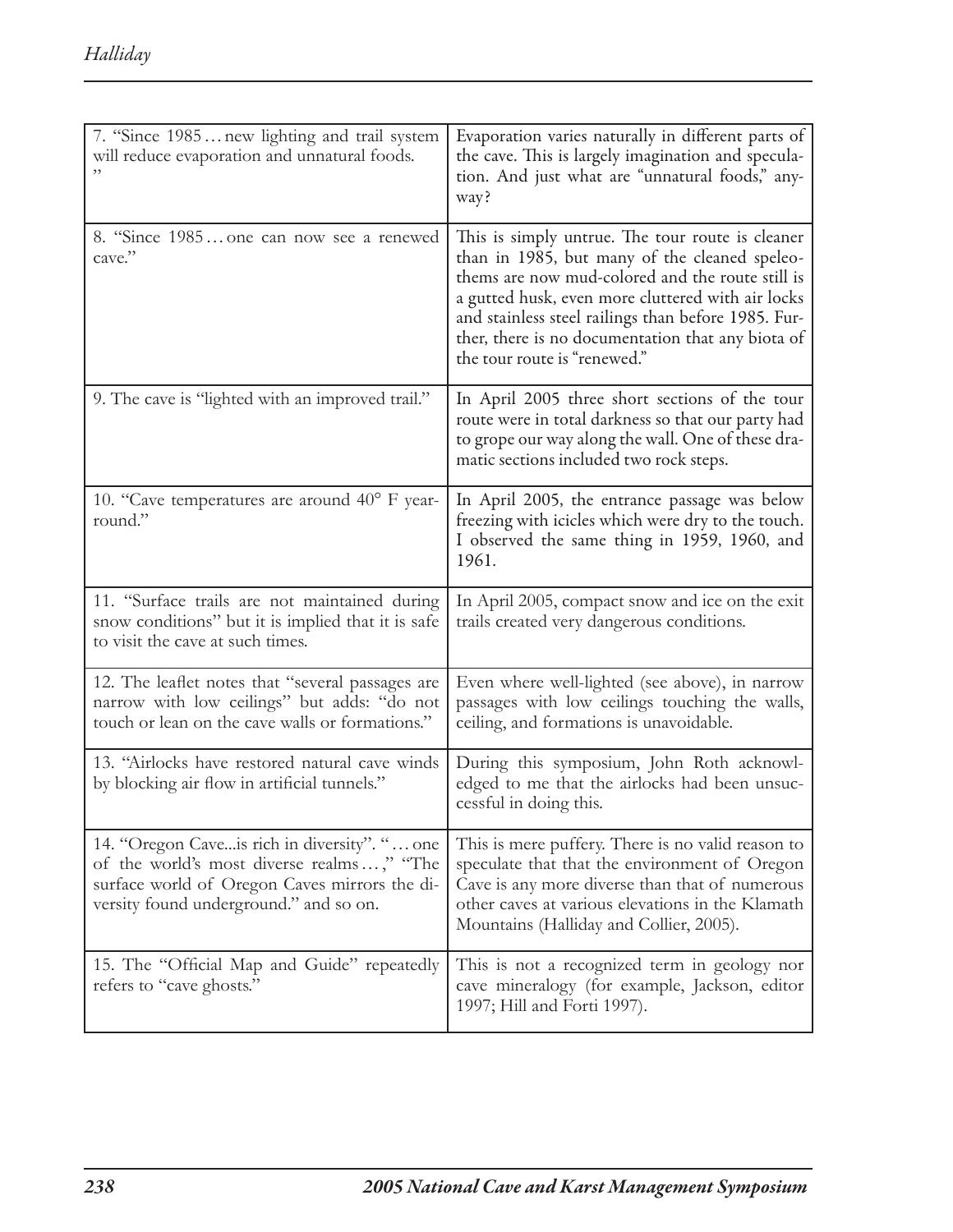| | |
|---|---|
| 7. "Since 1985 … new lighting and trail system will reduce evaporation and unnatural foods. " | Evaporation varies naturally in different parts of the cave. This is largely imagination and speculation. And just what are "unnatural foods," anyway? |
| 8. "Since 1985 … one can now see a renewed cave." | This is simply untrue. The tour route is cleaner than in 1985, but many of the cleaned speleothems are now mud-colored and the route still is a gutted husk, even more cluttered with air locks and stainless steel railings than before 1985. Further, there is no documentation that any biota of the tour route is "renewed." |
| 9. The cave is "lighted with an improved trail." | In April 2005 three short sections of the tour route were in total darkness so that our party had to grope our way along the wall. One of these dramatic sections included two rock steps. |
| 10. "Cave temperatures are around 40° F year-round." | In April 2005, the entrance passage was below freezing with icicles which were dry to the touch. I observed the same thing in 1959, 1960, and 1961. |
| 11. "Surface trails are not maintained during snow conditions" but it is implied that it is safe to visit the cave at such times. | In April 2005, compact snow and ice on the exit trails created very dangerous conditions. |
| 12. The leaflet notes that "several passages are narrow with low ceilings" but adds: "do not touch or lean on the cave walls or formations." | Even where well-lighted (see above), in narrow passages with low ceilings touching the walls, ceiling, and formations is unavoidable. |
| 13. "Airlocks have restored natural cave winds by blocking air flow in artificial tunnels." | During this symposium, John Roth acknowledged to me that the airlocks had been unsuccessful in doing this. |
| 14. "Oregon Cave...is rich in diversity". "… one of the world's most diverse realms …," "The surface world of Oregon Caves mirrors the diversity found underground." and so on. | This is mere puffery. There is no valid reason to speculate that that the environment of Oregon Cave is any more diverse than that of numerous other caves at various elevations in the Klamath Mountains (Halliday and Collier, 2005). |
| 15. The "Official Map and Guide" repeatedly refers to "cave ghosts." | This is not a recognized term in geology nor cave mineralogy (for example, Jackson, editor 1997; Hill and Forti 1997). |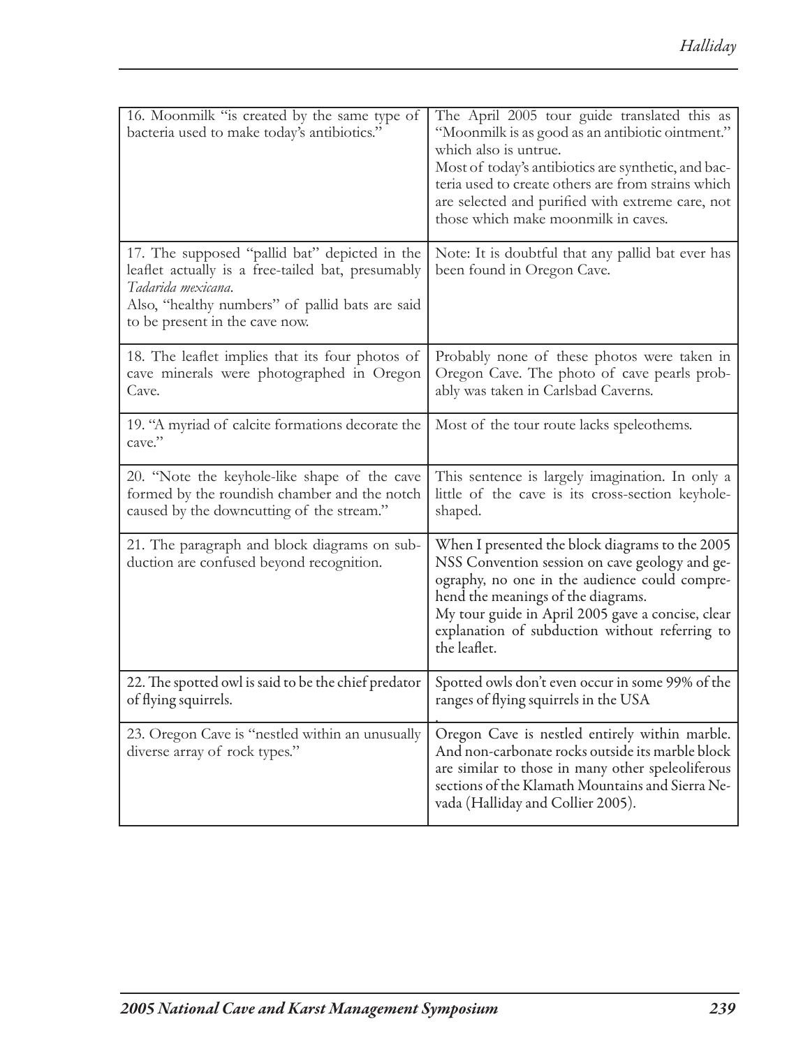| | |
|---|---|
| 16. Moonmilk "is created by the same type of bacteria used to make today's antibiotics." | The April 2005 tour guide translated this as "Moonmilk is as good as an antibiotic ointment." which also is untrue. Most of today's antibiotics are synthetic, and bacteria used to create others are from strains which are selected and purified with extreme care, not those which make moonmilk in caves. |
| 17. The supposed "pallid bat" depicted in the leaflet actually is a free-tailed bat, presumably *Tadarida mexicana*. Also, "healthy numbers" of pallid bats are said to be present in the cave now. | Note: It is doubtful that any pallid bat ever has been found in Oregon Cave. |
| 18. The leaflet implies that its four photos of cave minerals were photographed in Oregon Cave. | Probably none of these photos were taken in Oregon Cave. The photo of cave pearls probably was taken in Carlsbad Caverns. |
| 19. "A myriad of calcite formations decorate the cave." | Most of the tour route lacks speleothems. |
| 20. "Note the keyhole-like shape of the cave formed by the roundish chamber and the notch caused by the downcutting of the stream." | This sentence is largely imagination. In only a little of the cave is its cross-section keyhole-shaped. |
| 21. The paragraph and block diagrams on subduction are confused beyond recognition. | When I presented the block diagrams to the 2005 NSS Convention session on cave geology and geography, no one in the audience could comprehend the meanings of the diagrams. My tour guide in April 2005 gave a concise, clear explanation of subduction without referring to the leaflet. |
| 22. The spotted owl is said to be the chief predator of flying squirrels. | Spotted owls don't even occur in some 99% of the ranges of flying squirrels in the USA. |
| 23. Oregon Cave is "nestled within an unusually diverse array of rock types." | Oregon Cave is nestled entirely within marble. And non-carbonate rocks outside its marble block are similar to those in many other speleoliferous sections of the Klamath Mountains and Sierra Nevada (Halliday and Collier 2005). |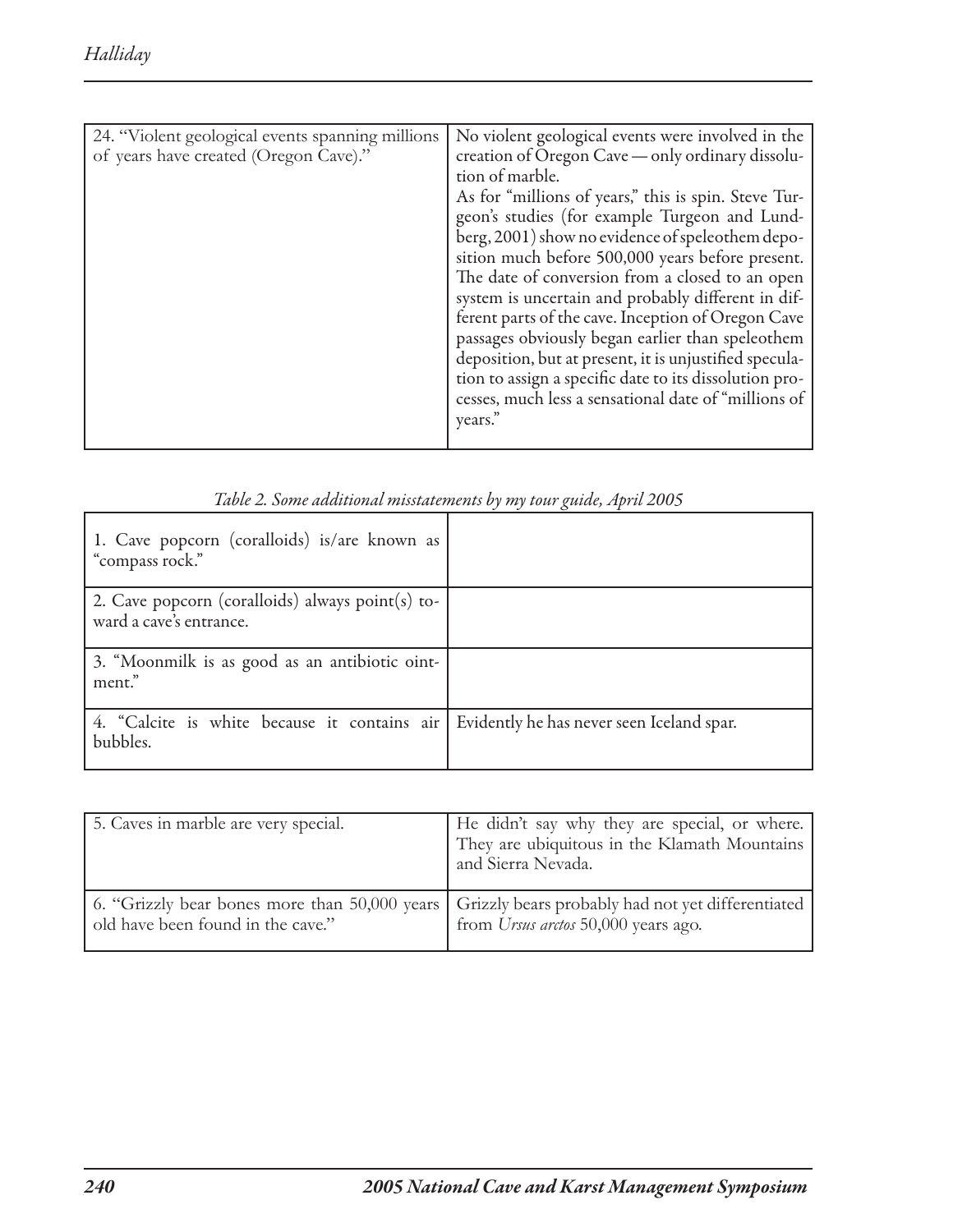| 24. "Violent geological events spanning millions of years have created (Oregon Cave)." | No violent geological events were involved in the creation of Oregon Cave — only ordinary dissolution of marble. As for "millions of years," this is spin. Steve Turgeon's studies (for example Turgeon and Lundberg, 2001) show no evidence of speleothem deposition much before 500,000 years before present. The date of conversion from a closed to an open system is uncertain and probably different in different parts of the cave. Inception of Oregon Cave passages obviously began earlier than speleothem deposition, but at present, it is unjustified speculation to assign a specific date to its dissolution processes, much less a sensational date of "millions of years." |
|---|---|

*Table 2. Some additional misstatements by my tour guide, April 2005*

| | |
|---|---|
| 1. Cave popcorn (coralloids) is/are known as "compass rock." | |
| 2. Cave popcorn (coralloids) always point(s) toward a cave's entrance. | |
| 3. "Moonmilk is as good as an antibiotic ointment." | |
| 4. "Calcite is white because it contains air bubbles. | Evidently he has never seen Iceland spar. |
| 5. Caves in marble are very special. | He didn't say why they are special, or where. They are ubiquitous in the Klamath Mountains and Sierra Nevada. |
| 6. "Grizzly bear bones more than 50,000 years old have been found in the cave." | Grizzly bears probably had not yet differentiated from *Ursus arctos* 50,000 years ago. |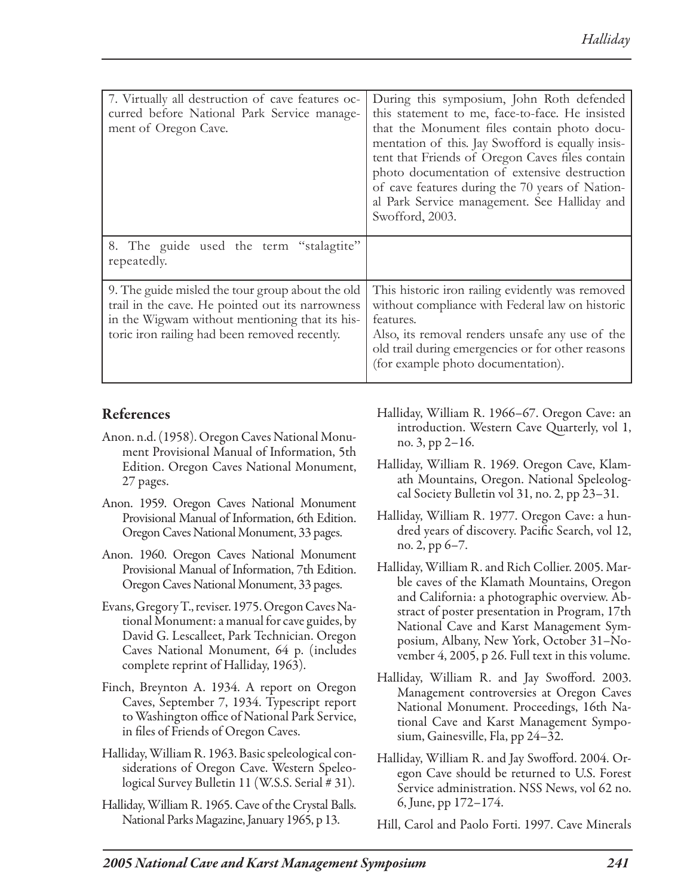| | |
|---|---|
| 7. Virtually all destruction of cave features occurred before National Park Service management of Oregon Cave. | During this symposium, John Roth defended this statement to me, face-to-face. He insisted that the Monument files contain photo documentation of this. Jay Swofford is equally insistent that Friends of Oregon Caves files contain photo documentation of extensive destruction of cave features during the 70 years of National Park Service management. See Halliday and Swofford, 2003. |
| 8. The guide used the term "stalagtite" repeatedly. | |
| 9. The guide misled the tour group about the old trail in the cave. He pointed out its narrowness in the Wigwam without mentioning that its historic iron railing had been removed recently. | This historic iron railing evidently was removed without compliance with Federal law on historic features.<br>Also, its removal renders unsafe any use of the old trail during emergencies or for other reasons (for example photo documentation). |

## References

Anon. n.d. (1958). Oregon Caves National Monument Provisional Manual of Information, 5th Edition. Oregon Caves National Monument, 27 pages.

Anon. 1959. Oregon Caves National Monument Provisional Manual of Information, 6th Edition. Oregon Caves National Monument, 33 pages.

Anon. 1960. Oregon Caves National Monument Provisional Manual of Information, 7th Edition. Oregon Caves National Monument, 33 pages.

Evans, Gregory T., reviser. 1975. Oregon Caves National Monument: a manual for cave guides, by David G. Lescalleet, Park Technician. Oregon Caves National Monument, 64 p. (includes complete reprint of Halliday, 1963).

Finch, Breynton A. 1934. A report on Oregon Caves, September 7, 1934. Typescript report to Washington office of National Park Service, in files of Friends of Oregon Caves.

Halliday, William R. 1963. Basic speleological considerations of Oregon Cave. Western Speleological Survey Bulletin 11 (W.S.S. Serial # 31).

Halliday, William R. 1965. Cave of the Crystal Balls. National Parks Magazine, January 1965, p 13.

Halliday, William R. 1966–67. Oregon Cave: an introduction. Western Cave Quarterly, vol 1, no. 3, pp 2–16.

Halliday, William R. 1969. Oregon Cave, Klamath Mountains, Oregon. National Speleological Society Bulletin vol 31, no. 2, pp 23–31.

Halliday, William R. 1977. Oregon Cave: a hundred years of discovery. Pacific Search, vol 12, no. 2, pp 6–7.

Halliday, William R. and Rich Collier. 2005. Marble caves of the Klamath Mountains, Oregon and California: a photographic overview. Abstract of poster presentation in Program, 17th National Cave and Karst Management Symposium, Albany, New York, October 31–November 4, 2005, p 26. Full text in this volume.

Halliday, William R. and Jay Swofford. 2003. Management controversies at Oregon Caves National Monument. Proceedings, 16th National Cave and Karst Management Symposium, Gainesville, Fla, pp 24–32.

Halliday, William R. and Jay Swofford. 2004. Oregon Cave should be returned to U.S. Forest Service administration. NSS News, vol 62 no. 6, June, pp 172–174.

Hill, Carol and Paolo Forti. 1997. Cave Minerals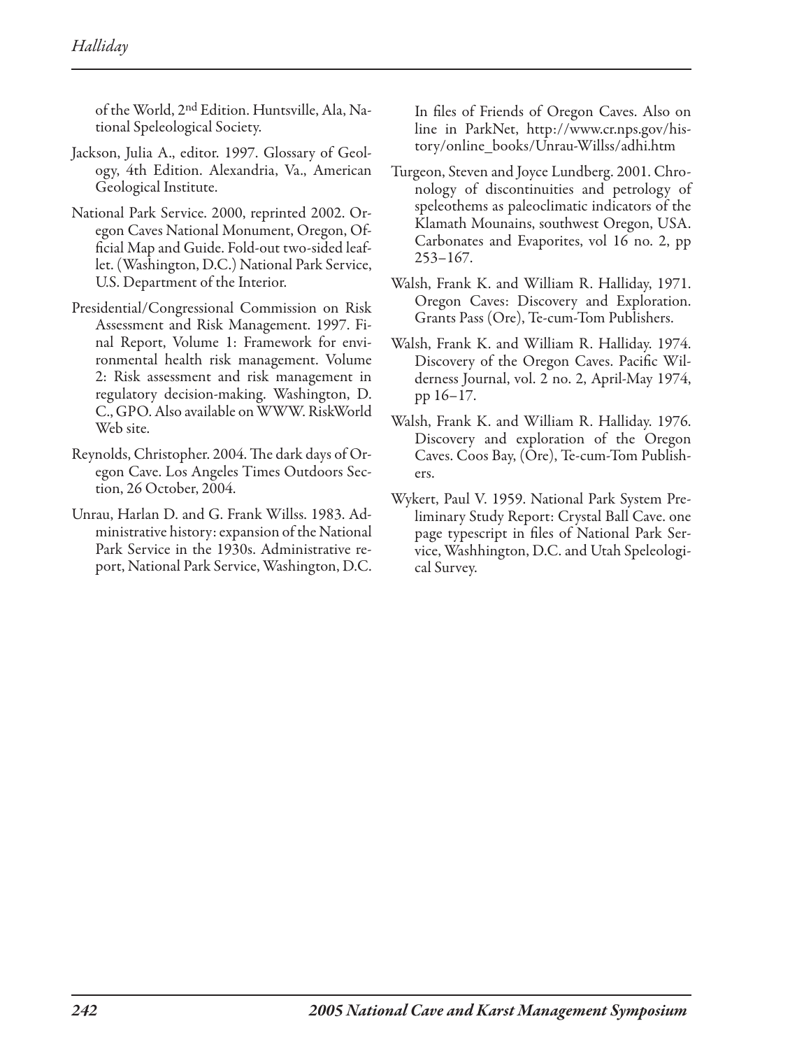of the World, 2nd Edition. Huntsville, Ala, National Speleological Society.

Jackson, Julia A., editor. 1997. Glossary of Geology, 4th Edition. Alexandria, Va., American Geological Institute.

National Park Service. 2000, reprinted 2002. Oregon Caves National Monument, Oregon, Official Map and Guide. Fold-out two-sided leaflet. (Washington, D.C.) National Park Service, U.S. Department of the Interior.

Presidential/Congressional Commission on Risk Assessment and Risk Management. 1997. Final Report, Volume 1: Framework for environmental health risk management. Volume 2: Risk assessment and risk management in regulatory decision-making. Washington, D. C., GPO. Also available on WWW. RiskWorld Web site.

Reynolds, Christopher. 2004. The dark days of Oregon Cave. Los Angeles Times Outdoors Section, 26 October, 2004.

Unrau, Harlan D. and G. Frank Willss. 1983. Administrative history: expansion of the National Park Service in the 1930s. Administrative report, National Park Service, Washington, D.C. In files of Friends of Oregon Caves. Also on line in ParkNet, http://www.cr.nps.gov/history/online_books/Unrau-Willss/adhi.htm

Turgeon, Steven and Joyce Lundberg. 2001. Chronology of discontinuities and petrology of speleothems as paleoclimatic indicators of the Klamath Mounains, southwest Oregon, USA. Carbonates and Evaporites, vol 16 no. 2, pp 253–167.

Walsh, Frank K. and William R. Halliday, 1971. Oregon Caves: Discovery and Exploration. Grants Pass (Ore), Te-cum-Tom Publishers.

Walsh, Frank K. and William R. Halliday. 1974. Discovery of the Oregon Caves. Pacific Wilderness Journal, vol. 2 no. 2, April-May 1974, pp 16–17.

Walsh, Frank K. and William R. Halliday. 1976. Discovery and exploration of the Oregon Caves. Coos Bay, (Ore), Te-cum-Tom Publishers.

Wykert, Paul V. 1959. National Park System Preliminary Study Report: Crystal Ball Cave. one page typescript in files of National Park Service, Washhington, D.C. and Utah Speleological Survey.